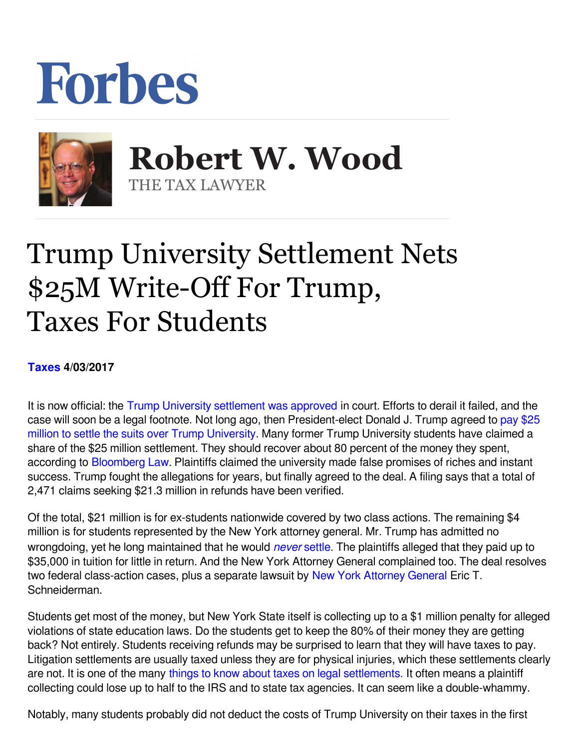# Forbes

## Robert W. Wood

THE TAX LAWYER

# Trump University Settlement Nets $25M Write-Off For Trump, Taxes For Students

**Taxes 4/03/2017**

It is now official: the Trump University settlement was approved in court. Efforts to derail it failed, and the case will soon be a legal footnote. Not long ago, then President-elect Donald J. Trump agreed to pay $25 million to settle the suits over Trump University. Many former Trump University students have claimed a share of the $25 million settlement. They should recover about 80 percent of the money they spent, according to Bloomberg Law. Plaintiffs claimed the university made false promises of riches and instant success. Trump fought the allegations for years, but finally agreed to the deal. A filing says that a total of 2,471 claims seeking $21.3 million in refunds have been verified.

Of the total, $21 million is for ex-students nationwide covered by two class actions. The remaining $4 million is for students represented by the New York attorney general. Mr. Trump has admitted no wrongdoing, yet he long maintained that he would *never* settle. The plaintiffs alleged that they paid up to $35,000 in tuition for little in return. And the New York Attorney General complained too. The deal resolves two federal class-action cases, plus a separate lawsuit by New York Attorney General Eric T. Schneiderman.

Students get most of the money, but New York State itself is collecting up to a $1 million penalty for alleged violations of state education laws. Do the students get to keep the 80% of their money they are getting back? Not entirely. Students receiving refunds may be surprised to learn that they will have taxes to pay. Litigation settlements are usually taxed unless they are for physical injuries, which these settlements clearly are not. It is one of the many things to know about taxes on legal settlements. It often means a plaintiff collecting could lose up to half to the IRS and to state tax agencies. It can seem like a double-whammy.

Notably, many students probably did not deduct the costs of Trump University on their taxes in the first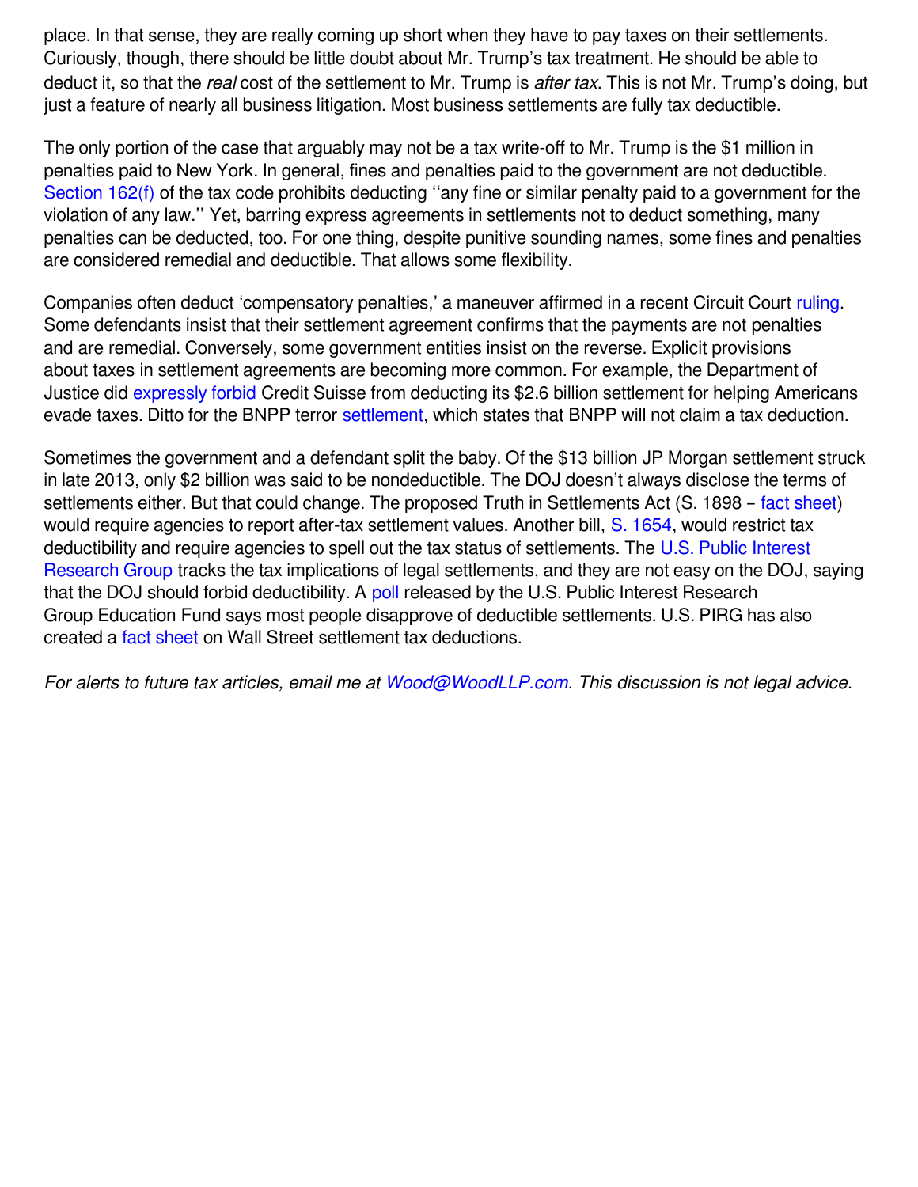place. In that sense, they are really coming up short when they have to pay taxes on their settlements. Curiously, though, there should be little doubt about Mr. Trump's tax treatment. He should be able to deduct it, so that the *real* cost of the settlement to Mr. Trump is *after tax*. This is not Mr. Trump's doing, but just a feature of nearly all business litigation. Most business settlements are fully tax deductible.

The only portion of the case that arguably may not be a tax write-off to Mr. Trump is the $1 million in penalties paid to New York. In general, fines and penalties paid to the government are not deductible. Section 162(f) of the tax code prohibits deducting ''any fine or similar penalty paid to a government for the violation of any law.'' Yet, barring express agreements in settlements not to deduct something, many penalties can be deducted, too. For one thing, despite punitive sounding names, some fines and penalties are considered remedial and deductible. That allows some flexibility.

Companies often deduct 'compensatory penalties,' a maneuver affirmed in a recent Circuit Court ruling. Some defendants insist that their settlement agreement confirms that the payments are not penalties and are remedial. Conversely, some government entities insist on the reverse. Explicit provisions about taxes in settlement agreements are becoming more common. For example, the Department of Justice did expressly forbid Credit Suisse from deducting its $2.6 billion settlement for helping Americans evade taxes. Ditto for the BNPP terror settlement, which states that BNPP will not claim a tax deduction.

Sometimes the government and a defendant split the baby. Of the $13 billion JP Morgan settlement struck in late 2013, only $2 billion was said to be nondeductible. The DOJ doesn't always disclose the terms of settlements either. But that could change. The proposed Truth in Settlements Act (S. 1898 – fact sheet) would require agencies to report after-tax settlement values. Another bill, S. 1654, would restrict tax deductibility and require agencies to spell out the tax status of settlements. The U.S. Public Interest Research Group tracks the tax implications of legal settlements, and they are not easy on the DOJ, saying that the DOJ should forbid deductibility. A poll released by the U.S. Public Interest Research Group Education Fund says most people disapprove of deductible settlements. U.S. PIRG has also created a fact sheet on Wall Street settlement tax deductions.

*For alerts to future tax articles, email me at Wood@WoodLLP.com. This discussion is not legal advice.*